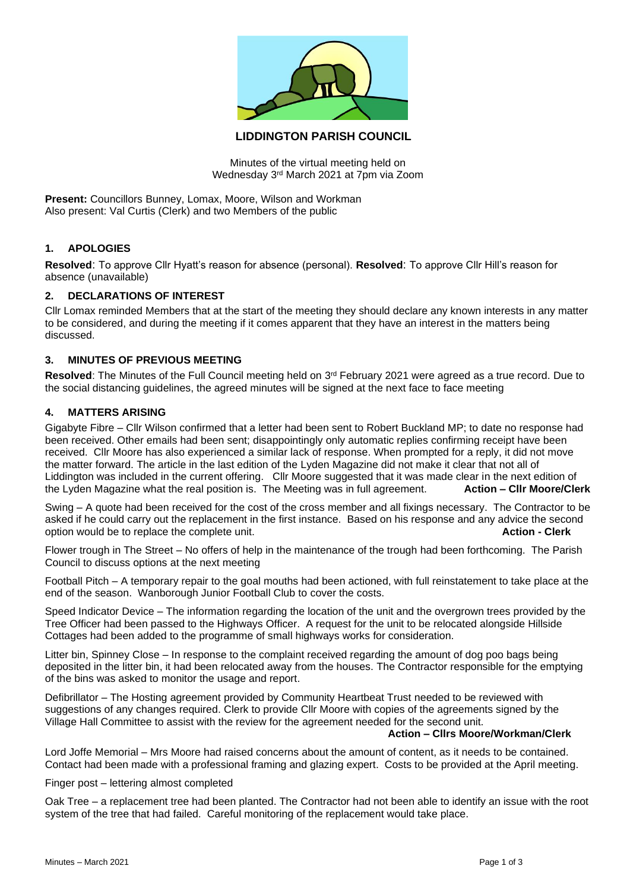**LIDDINGTON PARISH COUNCIL**

Minutes of the virtual meeting held on
Wednesday 3rd March 2021 at 7pm via Zoom

**Present:** Councillors Bunney, Lomax, Moore, Wilson and Workman
Also present: Val Curtis (Clerk) and two Members of the public

## 1. APOLOGIES

**Resolved**: To approve Cllr Hyatt's reason for absence (personal). **Resolved**: To approve Cllr Hill's reason for absence (unavailable)

## 2. DECLARATIONS OF INTEREST

Cllr Lomax reminded Members that at the start of the meeting they should declare any known interests in any matter to be considered, and during the meeting if it comes apparent that they have an interest in the matters being discussed.

## 3. MINUTES OF PREVIOUS MEETING

**Resolved**: The Minutes of the Full Council meeting held on 3rd February 2021 were agreed as a true record. Due to the social distancing guidelines, the agreed minutes will be signed at the next face to face meeting

## 4. MATTERS ARISING

Gigabyte Fibre – Cllr Wilson confirmed that a letter had been sent to Robert Buckland MP; to date no response had been received. Other emails had been sent; disappointingly only automatic replies confirming receipt have been received. Cllr Moore has also experienced a similar lack of response. When prompted for a reply, it did not move the matter forward. The article in the last edition of the Lyden Magazine did not make it clear that not all of Liddington was included in the current offering. Cllr Moore suggested that it was made clear in the next edition of the Lyden Magazine what the real position is. The Meeting was in full agreement. **Action – Cllr Moore/Clerk**

Swing – A quote had been received for the cost of the cross member and all fixings necessary. The Contractor to be asked if he could carry out the replacement in the first instance. Based on his response and any advice the second option would be to replace the complete unit. **Action - Clerk**

Flower trough in The Street – No offers of help in the maintenance of the trough had been forthcoming. The Parish Council to discuss options at the next meeting

Football Pitch – A temporary repair to the goal mouths had been actioned, with full reinstatement to take place at the end of the season. Wanborough Junior Football Club to cover the costs.

Speed Indicator Device – The information regarding the location of the unit and the overgrown trees provided by the Tree Officer had been passed to the Highways Officer. A request for the unit to be relocated alongside Hillside Cottages had been added to the programme of small highways works for consideration.

Litter bin, Spinney Close – In response to the complaint received regarding the amount of dog poo bags being deposited in the litter bin, it had been relocated away from the houses. The Contractor responsible for the emptying of the bins was asked to monitor the usage and report.

Defibrillator – The Hosting agreement provided by Community Heartbeat Trust needed to be reviewed with suggestions of any changes required. Clerk to provide Cllr Moore with copies of the agreements signed by the Village Hall Committee to assist with the review for the agreement needed for the second unit.
**Action – Cllrs Moore/Workman/Clerk**

Lord Joffe Memorial – Mrs Moore had raised concerns about the amount of content, as it needs to be contained. Contact had been made with a professional framing and glazing expert. Costs to be provided at the April meeting.

Finger post – lettering almost completed

Oak Tree – a replacement tree had been planted. The Contractor had not been able to identify an issue with the root system of the tree that had failed. Careful monitoring of the replacement would take place.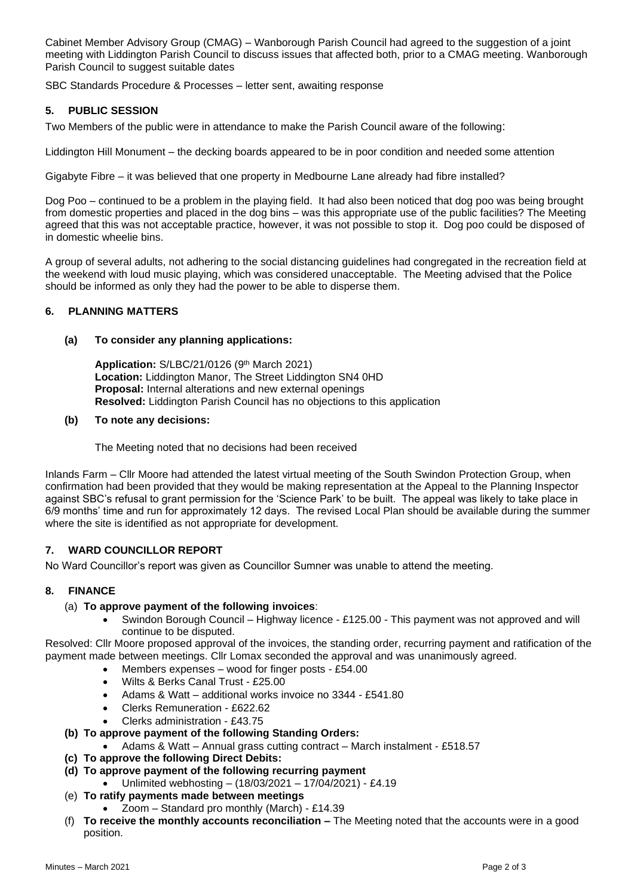Cabinet Member Advisory Group (CMAG) – Wanborough Parish Council had agreed to the suggestion of a joint meeting with Liddington Parish Council to discuss issues that affected both, prior to a CMAG meeting. Wanborough Parish Council to suggest suitable dates

SBC Standards Procedure & Processes – letter sent, awaiting response

## 5. PUBLIC SESSION

Two Members of the public were in attendance to make the Parish Council aware of the following:

Liddington Hill Monument – the decking boards appeared to be in poor condition and needed some attention

Gigabyte Fibre – it was believed that one property in Medbourne Lane already had fibre installed?

Dog Poo – continued to be a problem in the playing field. It had also been noticed that dog poo was being brought from domestic properties and placed in the dog bins – was this appropriate use of the public facilities? The Meeting agreed that this was not acceptable practice, however, it was not possible to stop it. Dog poo could be disposed of in domestic wheelie bins.

A group of several adults, not adhering to the social distancing guidelines had congregated in the recreation field at the weekend with loud music playing, which was considered unacceptable. The Meeting advised that the Police should be informed as only they had the power to be able to disperse them.

## 6. PLANNING MATTERS

### (a) To consider any planning applications:

**Application:** S/LBC/21/0126 (9th March 2021)
**Location:** Liddington Manor, The Street Liddington SN4 0HD
**Proposal:** Internal alterations and new external openings
**Resolved:** Liddington Parish Council has no objections to this application

### (b) To note any decisions:

The Meeting noted that no decisions had been received

Inlands Farm – Cllr Moore had attended the latest virtual meeting of the South Swindon Protection Group, when confirmation had been provided that they would be making representation at the Appeal to the Planning Inspector against SBC's refusal to grant permission for the 'Science Park' to be built. The appeal was likely to take place in 6/9 months' time and run for approximately 12 days. The revised Local Plan should be available during the summer where the site is identified as not appropriate for development.

## 7. WARD COUNCILLOR REPORT

No Ward Councillor's report was given as Councillor Sumner was unable to attend the meeting.

## 8. FINANCE

(a) **To approve payment of the following invoices**:

- Swindon Borough Council – Highway licence - £125.00 - This payment was not approved and will continue to be disputed.

Resolved: Cllr Moore proposed approval of the invoices, the standing order, recurring payment and ratification of the payment made between meetings. Cllr Lomax seconded the approval and was unanimously agreed.

- Members expenses – wood for finger posts - £54.00
- Wilts & Berks Canal Trust - £25.00
- Adams & Watt – additional works invoice no 3344 - £541.80
- Clerks Remuneration - £622.62
- Clerks administration - £43.75

**(b) To approve payment of the following Standing Orders:**

- Adams & Watt – Annual grass cutting contract – March instalment - £518.57

**(c) To approve the following Direct Debits:**

**(d) To approve payment of the following recurring payment**

- Unlimited webhosting – (18/03/2021 – 17/04/2021) - £4.19

(e) **To ratify payments made between meetings**

- Zoom – Standard pro monthly (March) - £14.39

(f) **To receive the monthly accounts reconciliation –** The Meeting noted that the accounts were in a good position.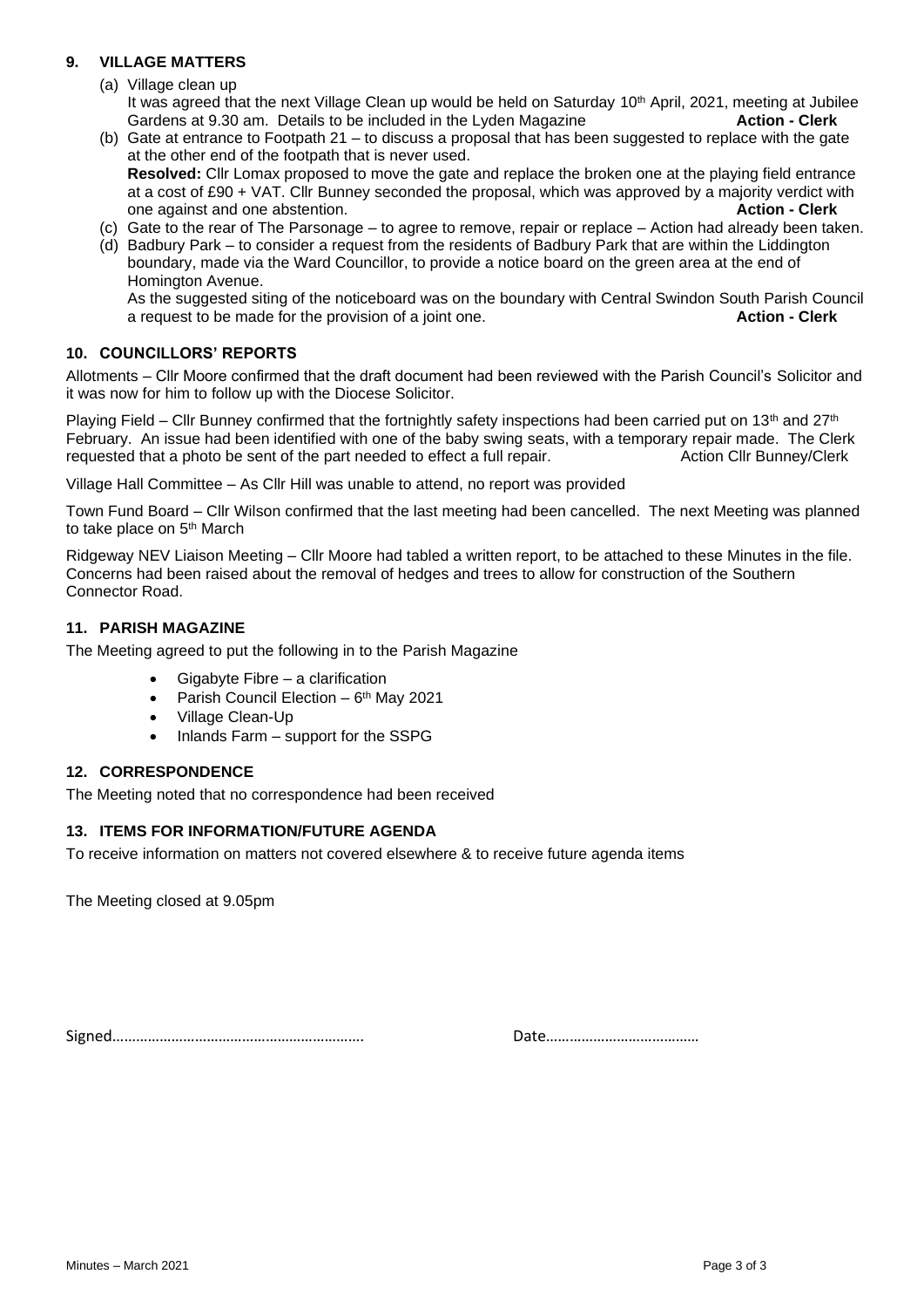## 9. VILLAGE MATTERS

(a) Village clean up
It was agreed that the next Village Clean up would be held on Saturday 10th April, 2021, meeting at Jubilee Gardens at 9.30 am. Details to be included in the Lyden Magazine **Action - Clerk**

(b) Gate at entrance to Footpath 21 – to discuss a proposal that has been suggested to replace with the gate at the other end of the footpath that is never used.
**Resolved:** Cllr Lomax proposed to move the gate and replace the broken one at the playing field entrance at a cost of £90 + VAT. Cllr Bunney seconded the proposal, which was approved by a majority verdict with one against and one abstention. **Action - Clerk**

(c) Gate to the rear of The Parsonage – to agree to remove, repair or replace – Action had already been taken.

(d) Badbury Park – to consider a request from the residents of Badbury Park that are within the Liddington boundary, made via the Ward Councillor, to provide a notice board on the green area at the end of Homington Avenue.
As the suggested siting of the noticeboard was on the boundary with Central Swindon South Parish Council a request to be made for the provision of a joint one. **Action - Clerk**

## 10. COUNCILLORS' REPORTS

Allotments – Cllr Moore confirmed that the draft document had been reviewed with the Parish Council's Solicitor and it was now for him to follow up with the Diocese Solicitor.

Playing Field – Cllr Bunney confirmed that the fortnightly safety inspections had been carried put on 13th and 27th February. An issue had been identified with one of the baby swing seats, with a temporary repair made. The Clerk requested that a photo be sent of the part needed to effect a full repair. Action Cllr Bunney/Clerk

Village Hall Committee – As Cllr Hill was unable to attend, no report was provided

Town Fund Board – Cllr Wilson confirmed that the last meeting had been cancelled. The next Meeting was planned to take place on 5th March

Ridgeway NEV Liaison Meeting – Cllr Moore had tabled a written report, to be attached to these Minutes in the file. Concerns had been raised about the removal of hedges and trees to allow for construction of the Southern Connector Road.

## 11. PARISH MAGAZINE

The Meeting agreed to put the following in to the Parish Magazine

- Gigabyte Fibre – a clarification
- Parish Council Election – 6th May 2021
- Village Clean-Up
- Inlands Farm – support for the SSPG

## 12. CORRESPONDENCE

The Meeting noted that no correspondence had been received

## 13. ITEMS FOR INFORMATION/FUTURE AGENDA

To receive information on matters not covered elsewhere & to receive future agenda items

The Meeting closed at 9.05pm

Signed………………………………………………………. Date…………………………………